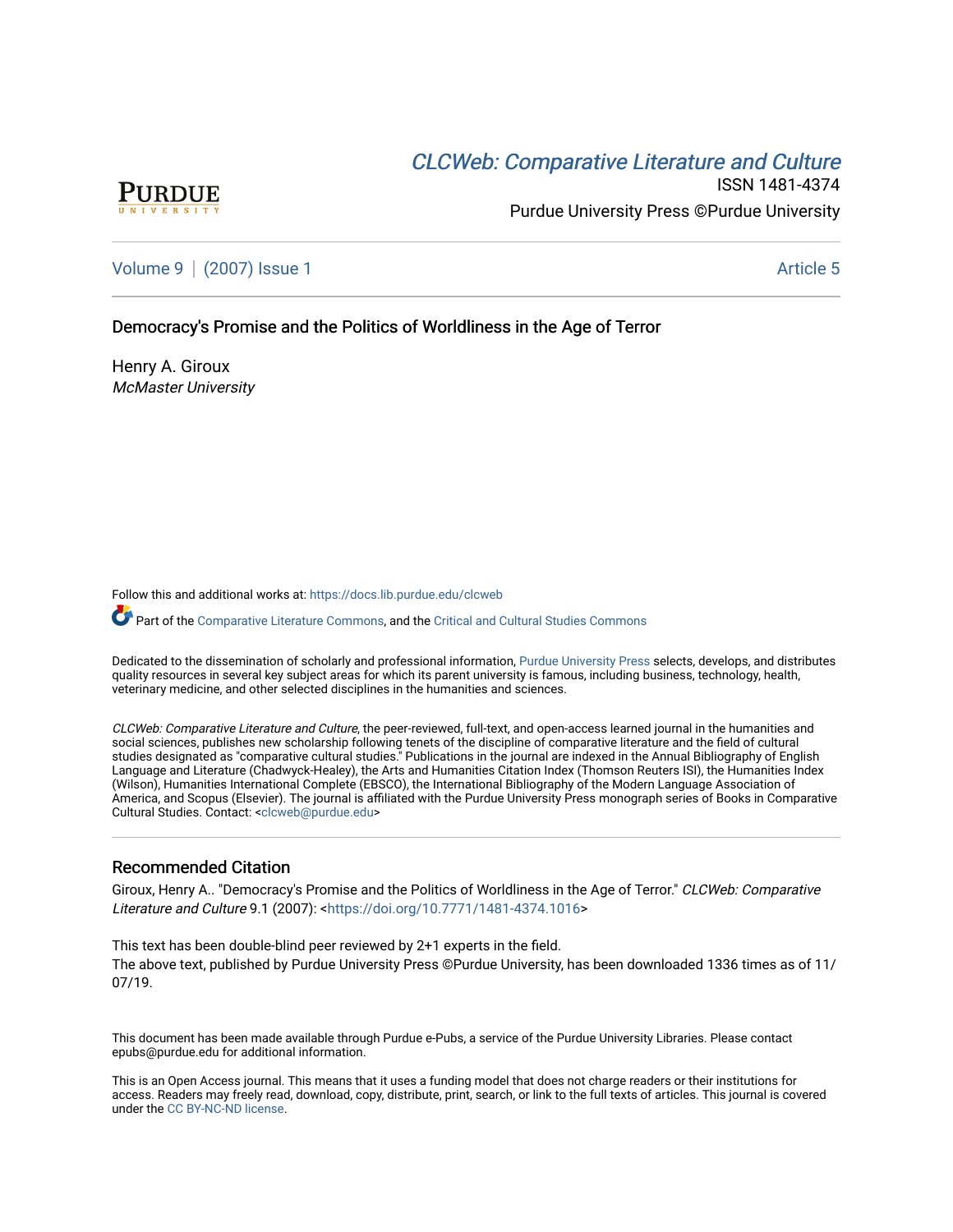# *CLCWeb: Comparative Literature and Culture*

ISSN 1481-4374

Purdue University Press ©Purdue University

Volume 9 | (2007) Issue 1 | Article 5

## Democracy's Promise and the Politics of Worldliness in the Age of Terror

Henry A. Giroux
*McMaster University*

Follow this and additional works at: https://docs.lib.purdue.edu/clcweb

Part of the Comparative Literature Commons, and the Critical and Cultural Studies Commons

Dedicated to the dissemination of scholarly and professional information, Purdue University Press selects, develops, and distributes quality resources in several key subject areas for which its parent university is famous, including business, technology, health, veterinary medicine, and other selected disciplines in the humanities and sciences.

*CLCWeb: Comparative Literature and Culture*, the peer-reviewed, full-text, and open-access learned journal in the humanities and social sciences, publishes new scholarship following tenets of the discipline of comparative literature and the field of cultural studies designated as "comparative cultural studies." Publications in the journal are indexed in the Annual Bibliography of English Language and Literature (Chadwyck-Healey), the Arts and Humanities Citation Index (Thomson Reuters ISI), the Humanities Index (Wilson), Humanities International Complete (EBSCO), the International Bibliography of the Modern Language Association of America, and Scopus (Elsevier). The journal is affiliated with the Purdue University Press monograph series of Books in Comparative Cultural Studies. Contact: <clcweb@purdue.edu>

### Recommended Citation

Giroux, Henry A.. "Democracy's Promise and the Politics of Worldliness in the Age of Terror." *CLCWeb: Comparative Literature and Culture* 9.1 (2007): <https://doi.org/10.7771/1481-4374.1016>

This text has been double-blind peer reviewed by 2+1 experts in the field.
The above text, published by Purdue University Press ©Purdue University, has been downloaded 1336 times as of 11/07/19.

This document has been made available through Purdue e-Pubs, a service of the Purdue University Libraries. Please contact epubs@purdue.edu for additional information.

This is an Open Access journal. This means that it uses a funding model that does not charge readers or their institutions for access. Readers may freely read, download, copy, distribute, print, search, or link to the full texts of articles. This journal is covered under the CC BY-NC-ND license.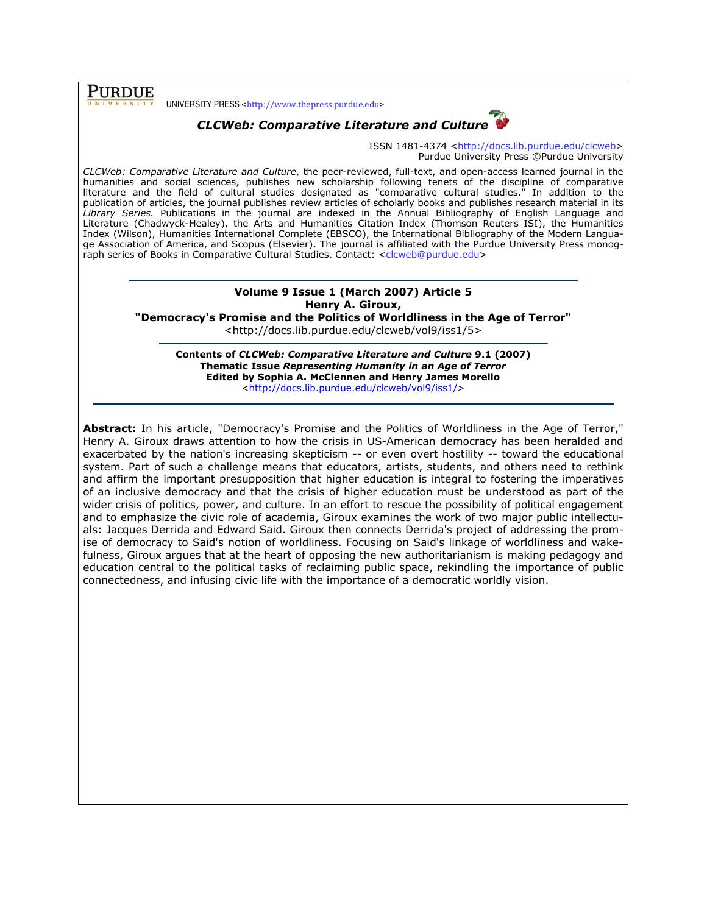UNIVERSITY PRESS <http://www.thepress.purdue.edu>

## *CLCWeb: Comparative Literature and Culture*

ISSN 1481-4374 <http://docs.lib.purdue.edu/clcweb>
Purdue University Press ©Purdue University

*CLCWeb: Comparative Literature and Culture*, the peer-reviewed, full-text, and open-access learned journal in the humanities and social sciences, publishes new scholarship following tenets of the discipline of comparative literature and the field of cultural studies designated as "comparative cultural studies." In addition to the publication of articles, the journal publishes review articles of scholarly books and publishes research material in its *Library Series.* Publications in the journal are indexed in the Annual Bibliography of English Language and Literature (Chadwyck-Healey), the Arts and Humanities Citation Index (Thomson Reuters ISI), the Humanities Index (Wilson), Humanities International Complete (EBSCO), the International Bibliography of the Modern Language Association of America, and Scopus (Elsevier). The journal is affiliated with the Purdue University Press monograph series of Books in Comparative Cultural Studies. Contact: <clcweb@purdue.edu>

---

**Volume 9 Issue 1 (March 2007) Article 5**
**Henry A. Giroux,**
**"Democracy's Promise and the Politics of Worldliness in the Age of Terror"**
<http://docs.lib.purdue.edu/clcweb/vol9/iss1/5>

---

**Contents of *CLCWeb: Comparative Literature and Culture* 9.1 (2007)**
**Thematic Issue *Representing Humanity in an Age of Terror***
**Edited by Sophia A. McClennen and Henry James Morello**
<http://docs.lib.purdue.edu/clcweb/vol9/iss1/>

---

**Abstract:** In his article, "Democracy's Promise and the Politics of Worldliness in the Age of Terror," Henry A. Giroux draws attention to how the crisis in US-American democracy has been heralded and exacerbated by the nation's increasing skepticism -- or even overt hostility -- toward the educational system. Part of such a challenge means that educators, artists, students, and others need to rethink and affirm the important presupposition that higher education is integral to fostering the imperatives of an inclusive democracy and that the crisis of higher education must be understood as part of the wider crisis of politics, power, and culture. In an effort to rescue the possibility of political engagement and to emphasize the civic role of academia, Giroux examines the work of two major public intellectuals: Jacques Derrida and Edward Said. Giroux then connects Derrida's project of addressing the promise of democracy to Said's notion of worldliness. Focusing on Said's linkage of worldliness and wakefulness, Giroux argues that at the heart of opposing the new authoritarianism is making pedagogy and education central to the political tasks of reclaiming public space, rekindling the importance of public connectedness, and infusing civic life with the importance of a democratic worldly vision.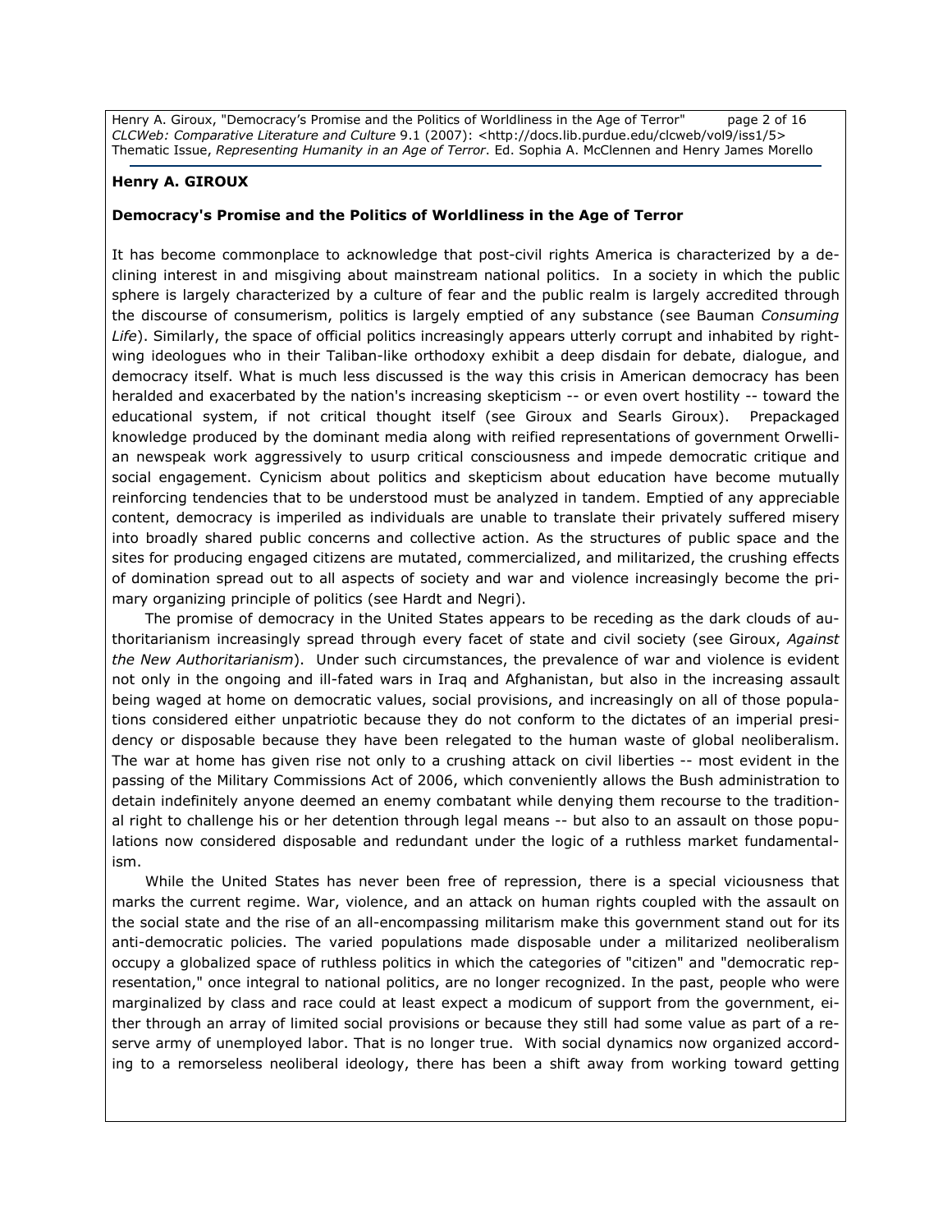**Henry A. GIROUX**

**Democracy's Promise and the Politics of Worldliness in the Age of Terror**

It has become commonplace to acknowledge that post-civil rights America is characterized by a declining interest in and misgiving about mainstream national politics. In a society in which the public sphere is largely characterized by a culture of fear and the public realm is largely accredited through the discourse of consumerism, politics is largely emptied of any substance (see Bauman *Consuming Life*). Similarly, the space of official politics increasingly appears utterly corrupt and inhabited by right-wing ideologues who in their Taliban-like orthodoxy exhibit a deep disdain for debate, dialogue, and democracy itself. What is much less discussed is the way this crisis in American democracy has been heralded and exacerbated by the nation's increasing skepticism -- or even overt hostility -- toward the educational system, if not critical thought itself (see Giroux and Searls Giroux). Prepackaged knowledge produced by the dominant media along with reified representations of government Orwellian newspeak work aggressively to usurp critical consciousness and impede democratic critique and social engagement. Cynicism about politics and skepticism about education have become mutually reinforcing tendencies that to be understood must be analyzed in tandem. Emptied of any appreciable content, democracy is imperiled as individuals are unable to translate their privately suffered misery into broadly shared public concerns and collective action. As the structures of public space and the sites for producing engaged citizens are mutated, commercialized, and militarized, the crushing effects of domination spread out to all aspects of society and war and violence increasingly become the primary organizing principle of politics (see Hardt and Negri).

The promise of democracy in the United States appears to be receding as the dark clouds of authoritarianism increasingly spread through every facet of state and civil society (see Giroux, *Against the New Authoritarianism*). Under such circumstances, the prevalence of war and violence is evident not only in the ongoing and ill-fated wars in Iraq and Afghanistan, but also in the increasing assault being waged at home on democratic values, social provisions, and increasingly on all of those populations considered either unpatriotic because they do not conform to the dictates of an imperial presidency or disposable because they have been relegated to the human waste of global neoliberalism. The war at home has given rise not only to a crushing attack on civil liberties -- most evident in the passing of the Military Commissions Act of 2006, which conveniently allows the Bush administration to detain indefinitely anyone deemed an enemy combatant while denying them recourse to the traditional right to challenge his or her detention through legal means -- but also to an assault on those populations now considered disposable and redundant under the logic of a ruthless market fundamentalism.

While the United States has never been free of repression, there is a special viciousness that marks the current regime. War, violence, and an attack on human rights coupled with the assault on the social state and the rise of an all-encompassing militarism make this government stand out for its anti-democratic policies. The varied populations made disposable under a militarized neoliberalism occupy a globalized space of ruthless politics in which the categories of "citizen" and "democratic representation," once integral to national politics, are no longer recognized. In the past, people who were marginalized by class and race could at least expect a modicum of support from the government, either through an array of limited social provisions or because they still had some value as part of a reserve army of unemployed labor. That is no longer true. With social dynamics now organized according to a remorseless neoliberal ideology, there has been a shift away from working toward getting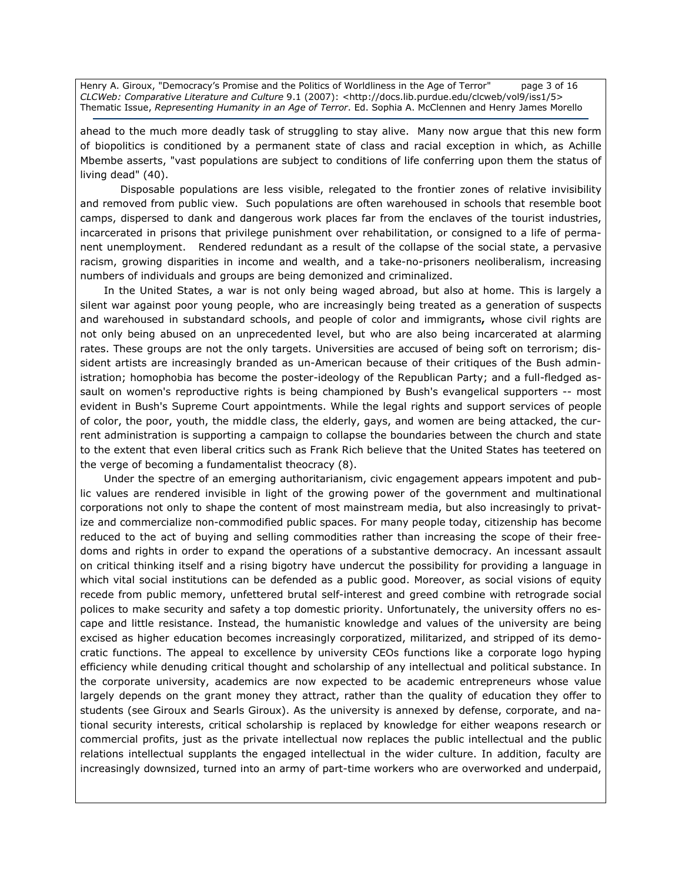ahead to the much more deadly task of struggling to stay alive. Many now argue that this new form of biopolitics is conditioned by a permanent state of class and racial exception in which, as Achille Mbembe asserts, "vast populations are subject to conditions of life conferring upon them the status of living dead" (40).

Disposable populations are less visible, relegated to the frontier zones of relative invisibility and removed from public view. Such populations are often warehoused in schools that resemble boot camps, dispersed to dank and dangerous work places far from the enclaves of the tourist industries, incarcerated in prisons that privilege punishment over rehabilitation, or consigned to a life of permanent unemployment. Rendered redundant as a result of the collapse of the social state, a pervasive racism, growing disparities in income and wealth, and a take-no-prisoners neoliberalism, increasing numbers of individuals and groups are being demonized and criminalized.

In the United States, a war is not only being waged abroad, but also at home. This is largely a silent war against poor young people, who are increasingly being treated as a generation of suspects and warehoused in substandard schools, and people of color and immigrants**,** whose civil rights are not only being abused on an unprecedented level, but who are also being incarcerated at alarming rates. These groups are not the only targets. Universities are accused of being soft on terrorism; dissident artists are increasingly branded as un-American because of their critiques of the Bush administration; homophobia has become the poster-ideology of the Republican Party; and a full-fledged assault on women's reproductive rights is being championed by Bush's evangelical supporters -- most evident in Bush's Supreme Court appointments. While the legal rights and support services of people of color, the poor, youth, the middle class, the elderly, gays, and women are being attacked, the current administration is supporting a campaign to collapse the boundaries between the church and state to the extent that even liberal critics such as Frank Rich believe that the United States has teetered on the verge of becoming a fundamentalist theocracy (8).

Under the spectre of an emerging authoritarianism, civic engagement appears impotent and public values are rendered invisible in light of the growing power of the government and multinational corporations not only to shape the content of most mainstream media, but also increasingly to privatize and commercialize non-commodified public spaces. For many people today, citizenship has become reduced to the act of buying and selling commodities rather than increasing the scope of their freedoms and rights in order to expand the operations of a substantive democracy. An incessant assault on critical thinking itself and a rising bigotry have undercut the possibility for providing a language in which vital social institutions can be defended as a public good. Moreover, as social visions of equity recede from public memory, unfettered brutal self-interest and greed combine with retrograde social polices to make security and safety a top domestic priority. Unfortunately, the university offers no escape and little resistance. Instead, the humanistic knowledge and values of the university are being excised as higher education becomes increasingly corporatized, militarized, and stripped of its democratic functions. The appeal to excellence by university CEOs functions like a corporate logo hyping efficiency while denuding critical thought and scholarship of any intellectual and political substance. In the corporate university, academics are now expected to be academic entrepreneurs whose value largely depends on the grant money they attract, rather than the quality of education they offer to students (see Giroux and Searls Giroux). As the university is annexed by defense, corporate, and national security interests, critical scholarship is replaced by knowledge for either weapons research or commercial profits, just as the private intellectual now replaces the public intellectual and the public relations intellectual supplants the engaged intellectual in the wider culture. In addition, faculty are increasingly downsized, turned into an army of part-time workers who are overworked and underpaid,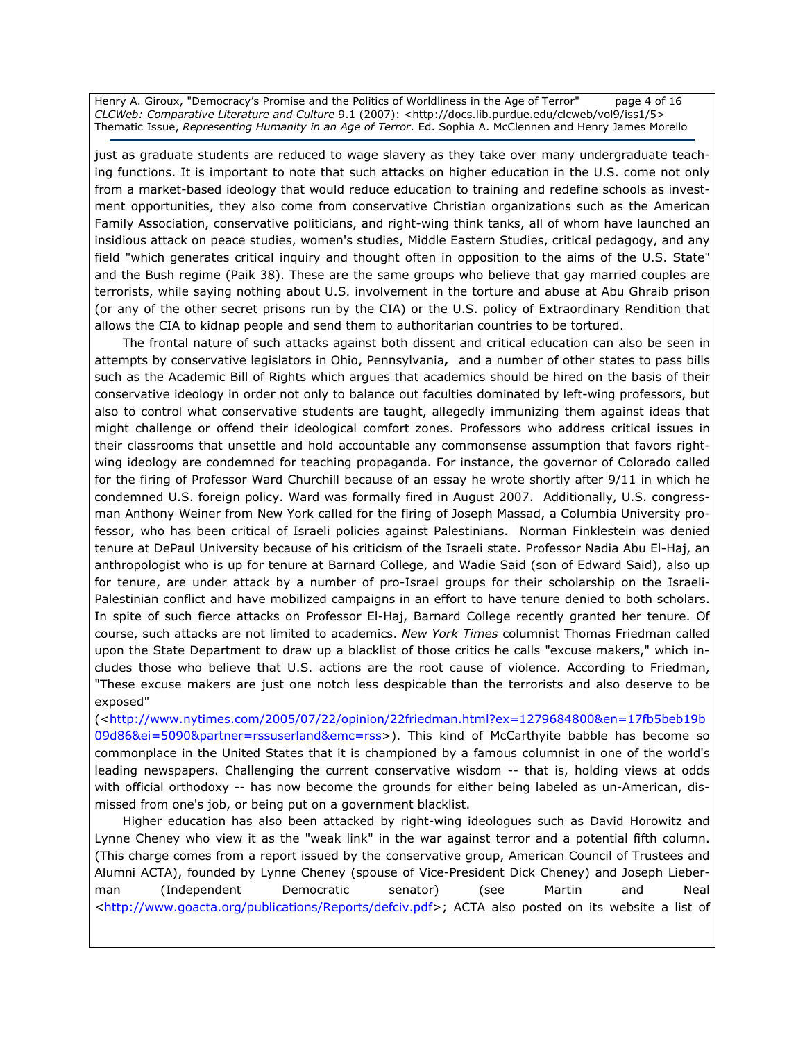just as graduate students are reduced to wage slavery as they take over many undergraduate teaching functions. It is important to note that such attacks on higher education in the U.S. come not only from a market-based ideology that would reduce education to training and redefine schools as investment opportunities, they also come from conservative Christian organizations such as the American Family Association, conservative politicians, and right-wing think tanks, all of whom have launched an insidious attack on peace studies, women's studies, Middle Eastern Studies, critical pedagogy, and any field "which generates critical inquiry and thought often in opposition to the aims of the U.S. State" and the Bush regime (Paik 38). These are the same groups who believe that gay married couples are terrorists, while saying nothing about U.S. involvement in the torture and abuse at Abu Ghraib prison (or any of the other secret prisons run by the CIA) or the U.S. policy of Extraordinary Rendition that allows the CIA to kidnap people and send them to authoritarian countries to be tortured.

The frontal nature of such attacks against both dissent and critical education can also be seen in attempts by conservative legislators in Ohio, Pennsylvania**,** and a number of other states to pass bills such as the Academic Bill of Rights which argues that academics should be hired on the basis of their conservative ideology in order not only to balance out faculties dominated by left-wing professors, but also to control what conservative students are taught, allegedly immunizing them against ideas that might challenge or offend their ideological comfort zones. Professors who address critical issues in their classrooms that unsettle and hold accountable any commonsense assumption that favors right-wing ideology are condemned for teaching propaganda. For instance, the governor of Colorado called for the firing of Professor Ward Churchill because of an essay he wrote shortly after 9/11 in which he condemned U.S. foreign policy. Ward was formally fired in August 2007. Additionally, U.S. congressman Anthony Weiner from New York called for the firing of Joseph Massad, a Columbia University professor, who has been critical of Israeli policies against Palestinians. Norman Finklestein was denied tenure at DePaul University because of his criticism of the Israeli state. Professor Nadia Abu El-Haj, an anthropologist who is up for tenure at Barnard College, and Wadie Said (son of Edward Said), also up for tenure, are under attack by a number of pro-Israel groups for their scholarship on the Israeli-Palestinian conflict and have mobilized campaigns in an effort to have tenure denied to both scholars. In spite of such fierce attacks on Professor El-Haj, Barnard College recently granted her tenure. Of course, such attacks are not limited to academics. *New York Times* columnist Thomas Friedman called upon the State Department to draw up a blacklist of those critics he calls "excuse makers," which includes those who believe that U.S. actions are the root cause of violence. According to Friedman, "These excuse makers are just one notch less despicable than the terrorists and also deserve to be exposed" (<http://www.nytimes.com/2005/07/22/opinion/22friedman.html?ex=1279684800&en=17fb5beb19b09d86&ei=5090&partner=rssuserland&emc=rss>). This kind of McCarthyite babble has become so commonplace in the United States that it is championed by a famous columnist in one of the world's leading newspapers. Challenging the current conservative wisdom -- that is, holding views at odds with official orthodoxy -- has now become the grounds for either being labeled as un-American, dismissed from one's job, or being put on a government blacklist.

Higher education has also been attacked by right-wing ideologues such as David Horowitz and Lynne Cheney who view it as the "weak link" in the war against terror and a potential fifth column. (This charge comes from a report issued by the conservative group, American Council of Trustees and Alumni ACTA), founded by Lynne Cheney (spouse of Vice-President Dick Cheney) and Joseph Lieberman (Independent Democratic senator) (see Martin and Neal <http://www.goacta.org/publications/Reports/defciv.pdf>; ACTA also posted on its website a list of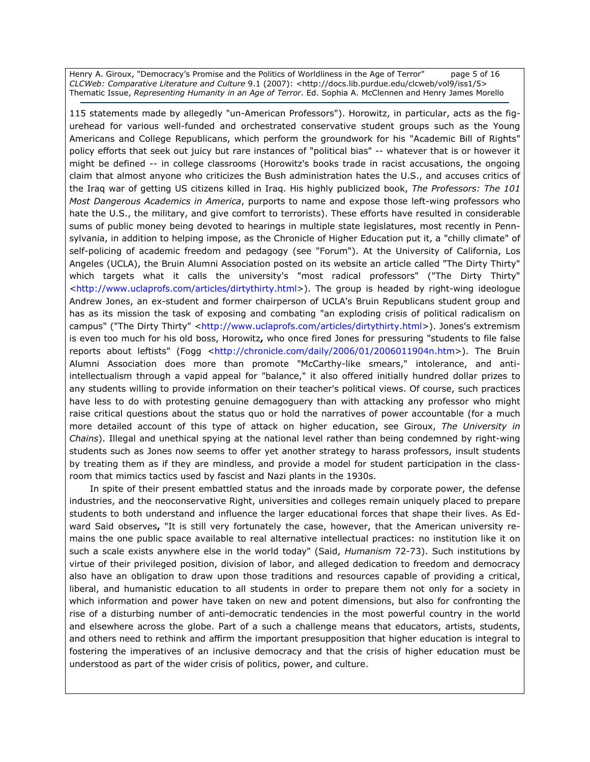115 statements made by allegedly "un-American Professors"). Horowitz, in particular, acts as the figurehead for various well-funded and orchestrated conservative student groups such as the Young Americans and College Republicans, which perform the groundwork for his "Academic Bill of Rights" policy efforts that seek out juicy but rare instances of "political bias" -- whatever that is or however it might be defined -- in college classrooms (Horowitz's books trade in racist accusations, the ongoing claim that almost anyone who criticizes the Bush administration hates the U.S., and accuses critics of the Iraq war of getting US citizens killed in Iraq. His highly publicized book, *The Professors: The 101 Most Dangerous Academics in America*, purports to name and expose those left-wing professors who hate the U.S., the military, and give comfort to terrorists). These efforts have resulted in considerable sums of public money being devoted to hearings in multiple state legislatures, most recently in Pennsylvania, in addition to helping impose, as the Chronicle of Higher Education put it, a "chilly climate" of self-policing of academic freedom and pedagogy (see "Forum"). At the University of California, Los Angeles (UCLA), the Bruin Alumni Association posted on its website an article called "The Dirty Thirty" which targets what it calls the university's "most radical professors" ("The Dirty Thirty" <http://www.uclaprofs.com/articles/dirtythirty.html>). The group is headed by right-wing ideologue Andrew Jones, an ex-student and former chairperson of UCLA's Bruin Republicans student group and has as its mission the task of exposing and combating "an exploding crisis of political radicalism on campus" ("The Dirty Thirty" <http://www.uclaprofs.com/articles/dirtythirty.html>). Jones's extremism is even too much for his old boss, Horowitz**,** who once fired Jones for pressuring "students to file false reports about leftists" (Fogg <http://chronicle.com/daily/2006/01/2006011904n.htm>). The Bruin Alumni Association does more than promote "McCarthy-like smears," intolerance, and anti-intellectualism through a vapid appeal for "balance," it also offered initially hundred dollar prizes to any students willing to provide information on their teacher's political views. Of course, such practices have less to do with protesting genuine demagoguery than with attacking any professor who might raise critical questions about the status quo or hold the narratives of power accountable (for a much more detailed account of this type of attack on higher education, see Giroux, *The University in Chains*). Illegal and unethical spying at the national level rather than being condemned by right-wing students such as Jones now seems to offer yet another strategy to harass professors, insult students by treating them as if they are mindless, and provide a model for student participation in the classroom that mimics tactics used by fascist and Nazi plants in the 1930s.

In spite of their present embattled status and the inroads made by corporate power, the defense industries, and the neoconservative Right, universities and colleges remain uniquely placed to prepare students to both understand and influence the larger educational forces that shape their lives. As Edward Said observes**,** "It is still very fortunately the case, however, that the American university remains the one public space available to real alternative intellectual practices: no institution like it on such a scale exists anywhere else in the world today" (Said, *Humanism* 72-73). Such institutions by virtue of their privileged position, division of labor, and alleged dedication to freedom and democracy also have an obligation to draw upon those traditions and resources capable of providing a critical, liberal, and humanistic education to all students in order to prepare them not only for a society in which information and power have taken on new and potent dimensions, but also for confronting the rise of a disturbing number of anti-democratic tendencies in the most powerful country in the world and elsewhere across the globe. Part of a such a challenge means that educators, artists, students, and others need to rethink and affirm the important presupposition that higher education is integral to fostering the imperatives of an inclusive democracy and that the crisis of higher education must be understood as part of the wider crisis of politics, power, and culture.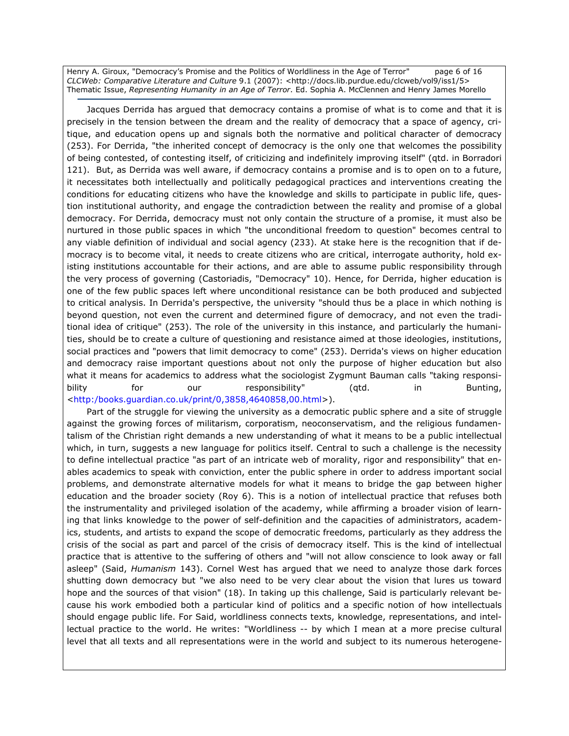Jacques Derrida has argued that democracy contains a promise of what is to come and that it is precisely in the tension between the dream and the reality of democracy that a space of agency, critique, and education opens up and signals both the normative and political character of democracy (253). For Derrida, "the inherited concept of democracy is the only one that welcomes the possibility of being contested, of contesting itself, of criticizing and indefinitely improving itself" (qtd. in Borradori 121). But, as Derrida was well aware, if democracy contains a promise and is to open on to a future, it necessitates both intellectually and politically pedagogical practices and interventions creating the conditions for educating citizens who have the knowledge and skills to participate in public life, question institutional authority, and engage the contradiction between the reality and promise of a global democracy. For Derrida, democracy must not only contain the structure of a promise, it must also be nurtured in those public spaces in which "the unconditional freedom to question" becomes central to any viable definition of individual and social agency (233). At stake here is the recognition that if democracy is to become vital, it needs to create citizens who are critical, interrogate authority, hold existing institutions accountable for their actions, and are able to assume public responsibility through the very process of governing (Castoriadis, "Democracy" 10). Hence, for Derrida, higher education is one of the few public spaces left where unconditional resistance can be both produced and subjected to critical analysis. In Derrida's perspective, the university "should thus be a place in which nothing is beyond question, not even the current and determined figure of democracy, and not even the traditional idea of critique" (253). The role of the university in this instance, and particularly the humanities, should be to create a culture of questioning and resistance aimed at those ideologies, institutions, social practices and "powers that limit democracy to come" (253). Derrida's views on higher education and democracy raise important questions about not only the purpose of higher education but also what it means for academics to address what the sociologist Zygmunt Bauman calls "taking responsibility for our responsibility" (qtd. in Bunting, <http:/books.guardian.co.uk/print/0,3858,4640858,00.html>).

Part of the struggle for viewing the university as a democratic public sphere and a site of struggle against the growing forces of militarism, corporatism, neoconservatism, and the religious fundamentalism of the Christian right demands a new understanding of what it means to be a public intellectual which, in turn, suggests a new language for politics itself. Central to such a challenge is the necessity to define intellectual practice "as part of an intricate web of morality, rigor and responsibility" that enables academics to speak with conviction, enter the public sphere in order to address important social problems, and demonstrate alternative models for what it means to bridge the gap between higher education and the broader society (Roy 6). This is a notion of intellectual practice that refuses both the instrumentality and privileged isolation of the academy, while affirming a broader vision of learning that links knowledge to the power of self-definition and the capacities of administrators, academics, students, and artists to expand the scope of democratic freedoms, particularly as they address the crisis of the social as part and parcel of the crisis of democracy itself. This is the kind of intellectual practice that is attentive to the suffering of others and "will not allow conscience to look away or fall asleep" (Said, *Humanism* 143). Cornel West has argued that we need to analyze those dark forces shutting down democracy but "we also need to be very clear about the vision that lures us toward hope and the sources of that vision" (18). In taking up this challenge, Said is particularly relevant because his work embodied both a particular kind of politics and a specific notion of how intellectuals should engage public life. For Said, worldliness connects texts, knowledge, representations, and intellectual practice to the world. He writes: "Worldliness -- by which I mean at a more precise cultural level that all texts and all representations were in the world and subject to its numerous heterogene-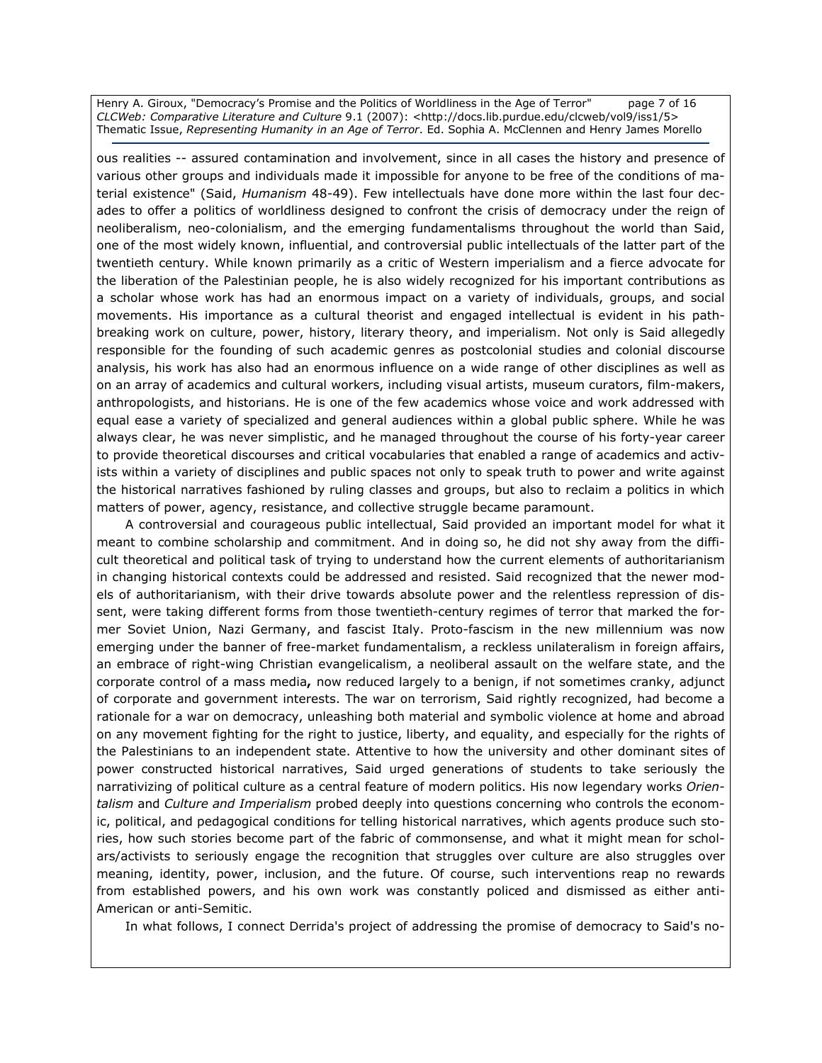ous realities -- assured contamination and involvement, since in all cases the history and presence of various other groups and individuals made it impossible for anyone to be free of the conditions of material existence" (Said, *Humanism* 48-49). Few intellectuals have done more within the last four decades to offer a politics of worldliness designed to confront the crisis of democracy under the reign of neoliberalism, neo-colonialism, and the emerging fundamentalisms throughout the world than Said, one of the most widely known, influential, and controversial public intellectuals of the latter part of the twentieth century. While known primarily as a critic of Western imperialism and a fierce advocate for the liberation of the Palestinian people, he is also widely recognized for his important contributions as a scholar whose work has had an enormous impact on a variety of individuals, groups, and social movements. His importance as a cultural theorist and engaged intellectual is evident in his path-breaking work on culture, power, history, literary theory, and imperialism. Not only is Said allegedly responsible for the founding of such academic genres as postcolonial studies and colonial discourse analysis, his work has also had an enormous influence on a wide range of other disciplines as well as on an array of academics and cultural workers, including visual artists, museum curators, film-makers, anthropologists, and historians. He is one of the few academics whose voice and work addressed with equal ease a variety of specialized and general audiences within a global public sphere. While he was always clear, he was never simplistic, and he managed throughout the course of his forty-year career to provide theoretical discourses and critical vocabularies that enabled a range of academics and activists within a variety of disciplines and public spaces not only to speak truth to power and write against the historical narratives fashioned by ruling classes and groups, but also to reclaim a politics in which matters of power, agency, resistance, and collective struggle became paramount.

A controversial and courageous public intellectual, Said provided an important model for what it meant to combine scholarship and commitment. And in doing so, he did not shy away from the difficult theoretical and political task of trying to understand how the current elements of authoritarianism in changing historical contexts could be addressed and resisted. Said recognized that the newer models of authoritarianism, with their drive towards absolute power and the relentless repression of dissent, were taking different forms from those twentieth-century regimes of terror that marked the former Soviet Union, Nazi Germany, and fascist Italy. Proto-fascism in the new millennium was now emerging under the banner of free-market fundamentalism, a reckless unilateralism in foreign affairs, an embrace of right-wing Christian evangelicalism, a neoliberal assault on the welfare state, and the corporate control of a mass media**,** now reduced largely to a benign, if not sometimes cranky, adjunct of corporate and government interests. The war on terrorism, Said rightly recognized, had become a rationale for a war on democracy, unleashing both material and symbolic violence at home and abroad on any movement fighting for the right to justice, liberty, and equality, and especially for the rights of the Palestinians to an independent state. Attentive to how the university and other dominant sites of power constructed historical narratives, Said urged generations of students to take seriously the narrativizing of political culture as a central feature of modern politics. His now legendary works *Orientalism* and *Culture and Imperialism* probed deeply into questions concerning who controls the economic, political, and pedagogical conditions for telling historical narratives, which agents produce such stories, how such stories become part of the fabric of commonsense, and what it might mean for scholars/activists to seriously engage the recognition that struggles over culture are also struggles over meaning, identity, power, inclusion, and the future. Of course, such interventions reap no rewards from established powers, and his own work was constantly policed and dismissed as either anti-American or anti-Semitic.

In what follows, I connect Derrida's project of addressing the promise of democracy to Said's no-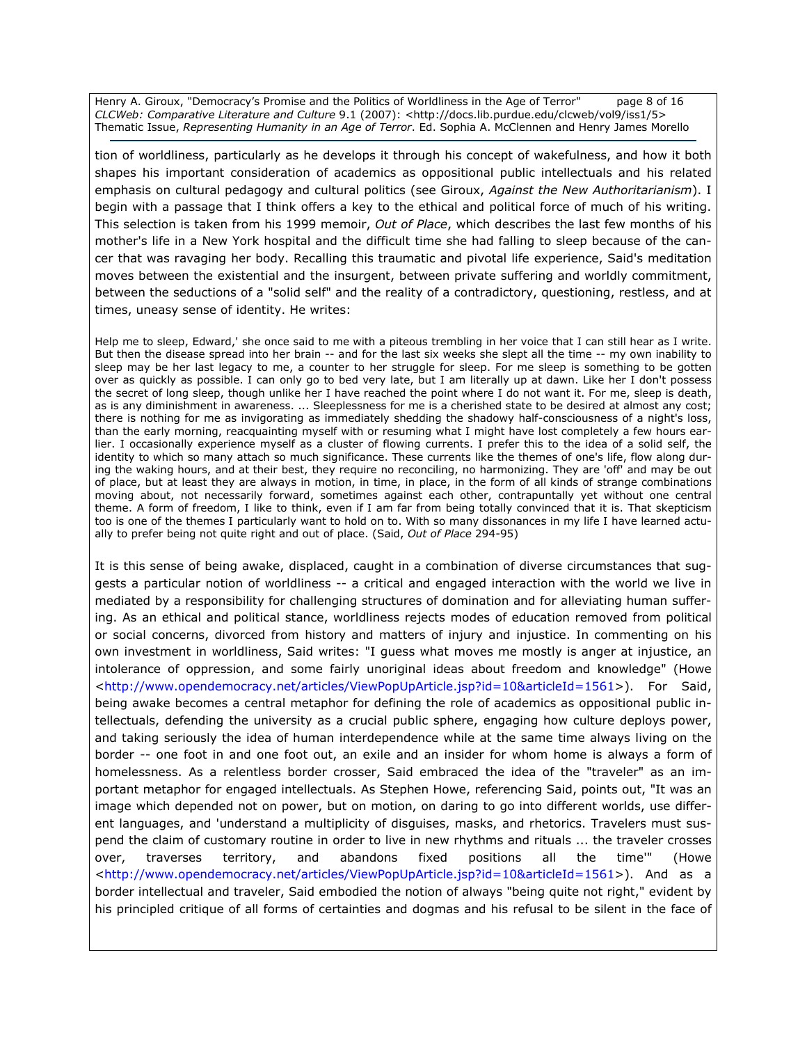tion of worldliness, particularly as he develops it through his concept of wakefulness, and how it both shapes his important consideration of academics as oppositional public intellectuals and his related emphasis on cultural pedagogy and cultural politics (see Giroux, *Against the New Authoritarianism*). I begin with a passage that I think offers a key to the ethical and political force of much of his writing. This selection is taken from his 1999 memoir, *Out of Place*, which describes the last few months of his mother's life in a New York hospital and the difficult time she had falling to sleep because of the cancer that was ravaging her body. Recalling this traumatic and pivotal life experience, Said's meditation moves between the existential and the insurgent, between private suffering and worldly commitment, between the seductions of a "solid self" and the reality of a contradictory, questioning, restless, and at times, uneasy sense of identity. He writes:

> Help me to sleep, Edward,' she once said to me with a piteous trembling in her voice that I can still hear as I write. But then the disease spread into her brain -- and for the last six weeks she slept all the time -- my own inability to sleep may be her last legacy to me, a counter to her struggle for sleep. For me sleep is something to be gotten over as quickly as possible. I can only go to bed very late, but I am literally up at dawn. Like her I don't possess the secret of long sleep, though unlike her I have reached the point where I do not want it. For me, sleep is death, as is any diminishment in awareness. ... Sleeplessness for me is a cherished state to be desired at almost any cost; there is nothing for me as invigorating as immediately shedding the shadowy half-consciousness of a night's loss, than the early morning, reacquainting myself with or resuming what I might have lost completely a few hours earlier. I occasionally experience myself as a cluster of flowing currents. I prefer this to the idea of a solid self, the identity to which so many attach so much significance. These currents like the themes of one's life, flow along during the waking hours, and at their best, they require no reconciling, no harmonizing. They are 'off' and may be out of place, but at least they are always in motion, in time, in place, in the form of all kinds of strange combinations moving about, not necessarily forward, sometimes against each other, contrapuntally yet without one central theme. A form of freedom, I like to think, even if I am far from being totally convinced that it is. That skepticism too is one of the themes I particularly want to hold on to. With so many dissonances in my life I have learned actually to prefer being not quite right and out of place. (Said, *Out of Place* 294-95)

It is this sense of being awake, displaced, caught in a combination of diverse circumstances that suggests a particular notion of worldliness -- a critical and engaged interaction with the world we live in mediated by a responsibility for challenging structures of domination and for alleviating human suffering. As an ethical and political stance, worldliness rejects modes of education removed from political or social concerns, divorced from history and matters of injury and injustice. In commenting on his own investment in worldliness, Said writes: "I guess what moves me mostly is anger at injustice, an intolerance of oppression, and some fairly unoriginal ideas about freedom and knowledge" (Howe <http://www.opendemocracy.net/articles/ViewPopUpArticle.jsp?id=10&articleId=1561>). For Said, being awake becomes a central metaphor for defining the role of academics as oppositional public intellectuals, defending the university as a crucial public sphere, engaging how culture deploys power, and taking seriously the idea of human interdependence while at the same time always living on the border -- one foot in and one foot out, an exile and an insider for whom home is always a form of homelessness. As a relentless border crosser, Said embraced the idea of the "traveler" as an important metaphor for engaged intellectuals. As Stephen Howe, referencing Said, points out, "It was an image which depended not on power, but on motion, on daring to go into different worlds, use different languages, and 'understand a multiplicity of disguises, masks, and rhetorics. Travelers must suspend the claim of customary routine in order to live in new rhythms and rituals ... the traveler crosses over, traverses territory, and abandons fixed positions all the time'" (Howe <http://www.opendemocracy.net/articles/ViewPopUpArticle.jsp?id=10&articleId=1561>). And as a border intellectual and traveler, Said embodied the notion of always "being quite not right," evident by his principled critique of all forms of certainties and dogmas and his refusal to be silent in the face of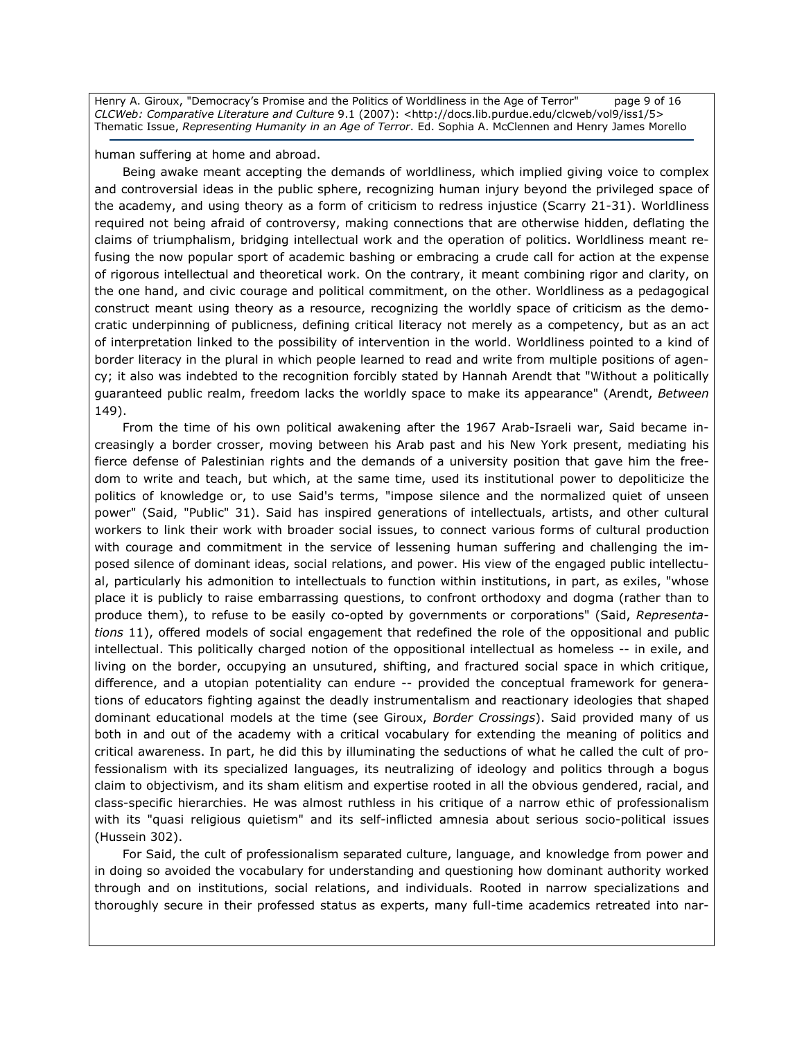human suffering at home and abroad.

Being awake meant accepting the demands of worldliness, which implied giving voice to complex and controversial ideas in the public sphere, recognizing human injury beyond the privileged space of the academy, and using theory as a form of criticism to redress injustice (Scarry 21-31). Worldliness required not being afraid of controversy, making connections that are otherwise hidden, deflating the claims of triumphalism, bridging intellectual work and the operation of politics. Worldliness meant refusing the now popular sport of academic bashing or embracing a crude call for action at the expense of rigorous intellectual and theoretical work. On the contrary, it meant combining rigor and clarity, on the one hand, and civic courage and political commitment, on the other. Worldliness as a pedagogical construct meant using theory as a resource, recognizing the worldly space of criticism as the democratic underpinning of publicness, defining critical literacy not merely as a competency, but as an act of interpretation linked to the possibility of intervention in the world. Worldliness pointed to a kind of border literacy in the plural in which people learned to read and write from multiple positions of agency; it also was indebted to the recognition forcibly stated by Hannah Arendt that "Without a politically guaranteed public realm, freedom lacks the worldly space to make its appearance" (Arendt, *Between* 149).

From the time of his own political awakening after the 1967 Arab-Israeli war, Said became increasingly a border crosser, moving between his Arab past and his New York present, mediating his fierce defense of Palestinian rights and the demands of a university position that gave him the freedom to write and teach, but which, at the same time, used its institutional power to depoliticize the politics of knowledge or, to use Said's terms, "impose silence and the normalized quiet of unseen power" (Said, "Public" 31). Said has inspired generations of intellectuals, artists, and other cultural workers to link their work with broader social issues, to connect various forms of cultural production with courage and commitment in the service of lessening human suffering and challenging the imposed silence of dominant ideas, social relations, and power. His view of the engaged public intellectual, particularly his admonition to intellectuals to function within institutions, in part, as exiles, "whose place it is publicly to raise embarrassing questions, to confront orthodoxy and dogma (rather than to produce them), to refuse to be easily co-opted by governments or corporations" (Said, *Representations* 11), offered models of social engagement that redefined the role of the oppositional and public intellectual. This politically charged notion of the oppositional intellectual as homeless -- in exile, and living on the border, occupying an unsutured, shifting, and fractured social space in which critique, difference, and a utopian potentiality can endure -- provided the conceptual framework for generations of educators fighting against the deadly instrumentalism and reactionary ideologies that shaped dominant educational models at the time (see Giroux, *Border Crossings*). Said provided many of us both in and out of the academy with a critical vocabulary for extending the meaning of politics and critical awareness. In part, he did this by illuminating the seductions of what he called the cult of professionalism with its specialized languages, its neutralizing of ideology and politics through a bogus claim to objectivism, and its sham elitism and expertise rooted in all the obvious gendered, racial, and class-specific hierarchies. He was almost ruthless in his critique of a narrow ethic of professionalism with its "quasi religious quietism" and its self-inflicted amnesia about serious socio-political issues (Hussein 302).

For Said, the cult of professionalism separated culture, language, and knowledge from power and in doing so avoided the vocabulary for understanding and questioning how dominant authority worked through and on institutions, social relations, and individuals. Rooted in narrow specializations and thoroughly secure in their professed status as experts, many full-time academics retreated into nar-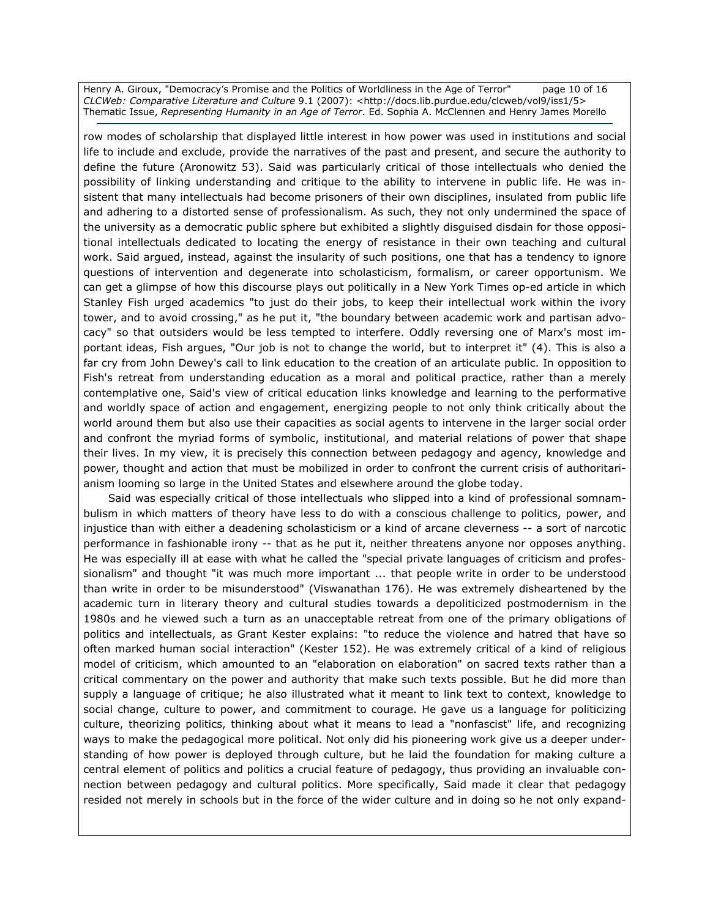row modes of scholarship that displayed little interest in how power was used in institutions and social life to include and exclude, provide the narratives of the past and present, and secure the authority to define the future (Aronowitz 53). Said was particularly critical of those intellectuals who denied the possibility of linking understanding and critique to the ability to intervene in public life. He was insistent that many intellectuals had become prisoners of their own disciplines, insulated from public life and adhering to a distorted sense of professionalism. As such, they not only undermined the space of the university as a democratic public sphere but exhibited a slightly disguised disdain for those oppositional intellectuals dedicated to locating the energy of resistance in their own teaching and cultural work. Said argued, instead, against the insularity of such positions, one that has a tendency to ignore questions of intervention and degenerate into scholasticism, formalism, or career opportunism. We can get a glimpse of how this discourse plays out politically in a New York Times op-ed article in which Stanley Fish urged academics "to just do their jobs, to keep their intellectual work within the ivory tower, and to avoid crossing," as he put it, "the boundary between academic work and partisan advocacy" so that outsiders would be less tempted to interfere. Oddly reversing one of Marx's most important ideas, Fish argues, "Our job is not to change the world, but to interpret it" (4). This is also a far cry from John Dewey's call to link education to the creation of an articulate public. In opposition to Fish's retreat from understanding education as a moral and political practice, rather than a merely contemplative one, Said's view of critical education links knowledge and learning to the performative and worldly space of action and engagement, energizing people to not only think critically about the world around them but also use their capacities as social agents to intervene in the larger social order and confront the myriad forms of symbolic, institutional, and material relations of power that shape their lives. In my view, it is precisely this connection between pedagogy and agency, knowledge and power, thought and action that must be mobilized in order to confront the current crisis of authoritarianism looming so large in the United States and elsewhere around the globe today.

Said was especially critical of those intellectuals who slipped into a kind of professional somnambulism in which matters of theory have less to do with a conscious challenge to politics, power, and injustice than with either a deadening scholasticism or a kind of arcane cleverness -- a sort of narcotic performance in fashionable irony -- that as he put it, neither threatens anyone nor opposes anything. He was especially ill at ease with what he called the "special private languages of criticism and professionalism" and thought "it was much more important ... that people write in order to be understood than write in order to be misunderstood" (Viswanathan 176). He was extremely disheartened by the academic turn in literary theory and cultural studies towards a depoliticized postmodernism in the 1980s and he viewed such a turn as an unacceptable retreat from one of the primary obligations of politics and intellectuals, as Grant Kester explains: "to reduce the violence and hatred that have so often marked human social interaction" (Kester 152). He was extremely critical of a kind of religious model of criticism, which amounted to an "elaboration on elaboration" on sacred texts rather than a critical commentary on the power and authority that make such texts possible. But he did more than supply a language of critique; he also illustrated what it meant to link text to context, knowledge to social change, culture to power, and commitment to courage. He gave us a language for politicizing culture, theorizing politics, thinking about what it means to lead a "nonfascist" life, and recognizing ways to make the pedagogical more political. Not only did his pioneering work give us a deeper understanding of how power is deployed through culture, but he laid the foundation for making culture a central element of politics and politics a crucial feature of pedagogy, thus providing an invaluable connection between pedagogy and cultural politics. More specifically, Said made it clear that pedagogy resided not merely in schools but in the force of the wider culture and in doing so he not only expand-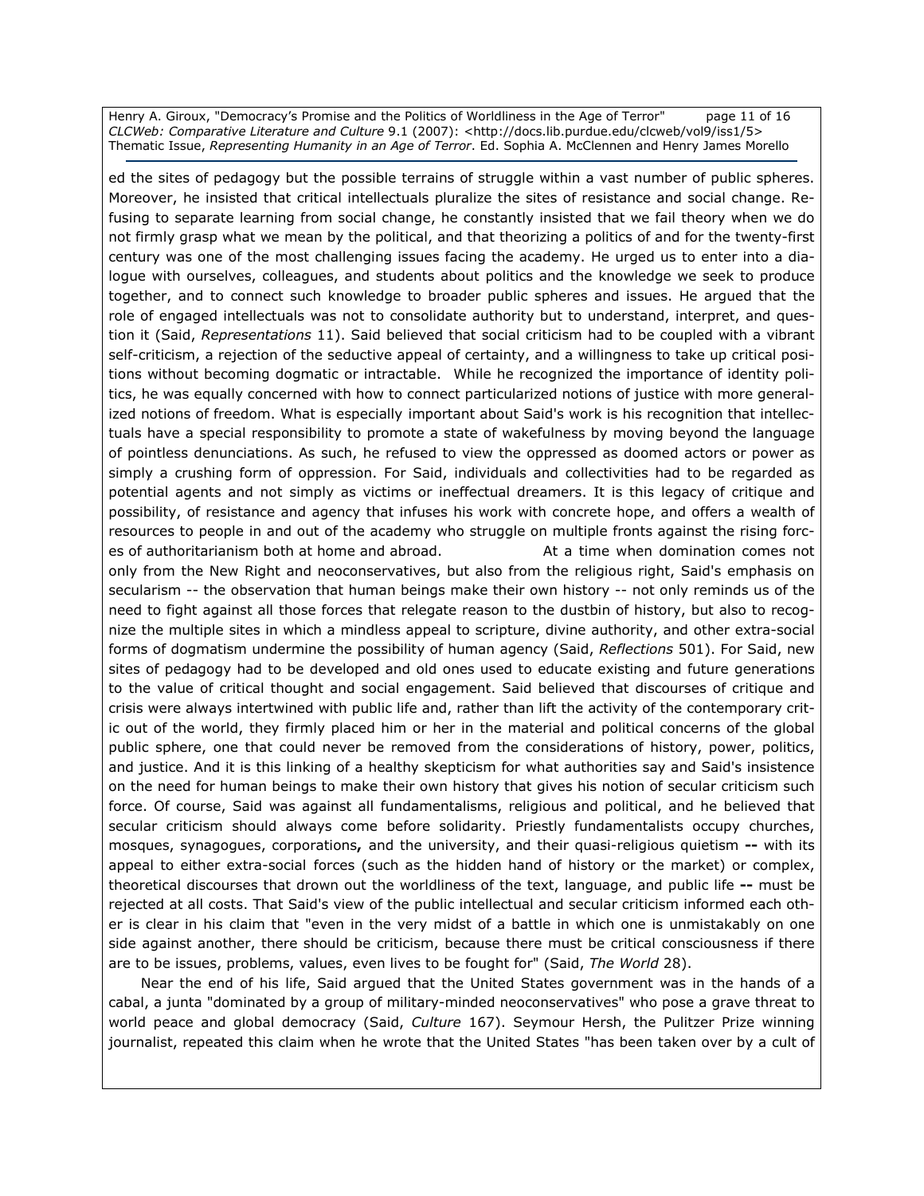ed the sites of pedagogy but the possible terrains of struggle within a vast number of public spheres. Moreover, he insisted that critical intellectuals pluralize the sites of resistance and social change. Refusing to separate learning from social change, he constantly insisted that we fail theory when we do not firmly grasp what we mean by the political, and that theorizing a politics of and for the twenty-first century was one of the most challenging issues facing the academy. He urged us to enter into a dialogue with ourselves, colleagues, and students about politics and the knowledge we seek to produce together, and to connect such knowledge to broader public spheres and issues. He argued that the role of engaged intellectuals was not to consolidate authority but to understand, interpret, and question it (Said, *Representations* 11). Said believed that social criticism had to be coupled with a vibrant self-criticism, a rejection of the seductive appeal of certainty, and a willingness to take up critical positions without becoming dogmatic or intractable. While he recognized the importance of identity politics, he was equally concerned with how to connect particularized notions of justice with more generalized notions of freedom. What is especially important about Said's work is his recognition that intellectuals have a special responsibility to promote a state of wakefulness by moving beyond the language of pointless denunciations. As such, he refused to view the oppressed as doomed actors or power as simply a crushing form of oppression. For Said, individuals and collectivities had to be regarded as potential agents and not simply as victims or ineffectual dreamers. It is this legacy of critique and possibility, of resistance and agency that infuses his work with concrete hope, and offers a wealth of resources to people in and out of the academy who struggle on multiple fronts against the rising forces of authoritarianism both at home and abroad. At a time when domination comes not only from the New Right and neoconservatives, but also from the religious right, Said's emphasis on secularism -- the observation that human beings make their own history -- not only reminds us of the need to fight against all those forces that relegate reason to the dustbin of history, but also to recognize the multiple sites in which a mindless appeal to scripture, divine authority, and other extra-social forms of dogmatism undermine the possibility of human agency (Said, *Reflections* 501). For Said, new sites of pedagogy had to be developed and old ones used to educate existing and future generations to the value of critical thought and social engagement. Said believed that discourses of critique and crisis were always intertwined with public life and, rather than lift the activity of the contemporary critic out of the world, they firmly placed him or her in the material and political concerns of the global public sphere, one that could never be removed from the considerations of history, power, politics, and justice. And it is this linking of a healthy skepticism for what authorities say and Said's insistence on the need for human beings to make their own history that gives his notion of secular criticism such force. Of course, Said was against all fundamentalisms, religious and political, and he believed that secular criticism should always come before solidarity. Priestly fundamentalists occupy churches, mosques, synagogues, corporations**,** and the university, and their quasi-religious quietism **--** with its appeal to either extra-social forces (such as the hidden hand of history or the market) or complex, theoretical discourses that drown out the worldliness of the text, language, and public life **--** must be rejected at all costs. That Said's view of the public intellectual and secular criticism informed each other is clear in his claim that "even in the very midst of a battle in which one is unmistakably on one side against another, there should be criticism, because there must be critical consciousness if there are to be issues, problems, values, even lives to be fought for" (Said, *The World* 28).

Near the end of his life, Said argued that the United States government was in the hands of a cabal, a junta "dominated by a group of military-minded neoconservatives" who pose a grave threat to world peace and global democracy (Said, *Culture* 167). Seymour Hersh, the Pulitzer Prize winning journalist, repeated this claim when he wrote that the United States "has been taken over by a cult of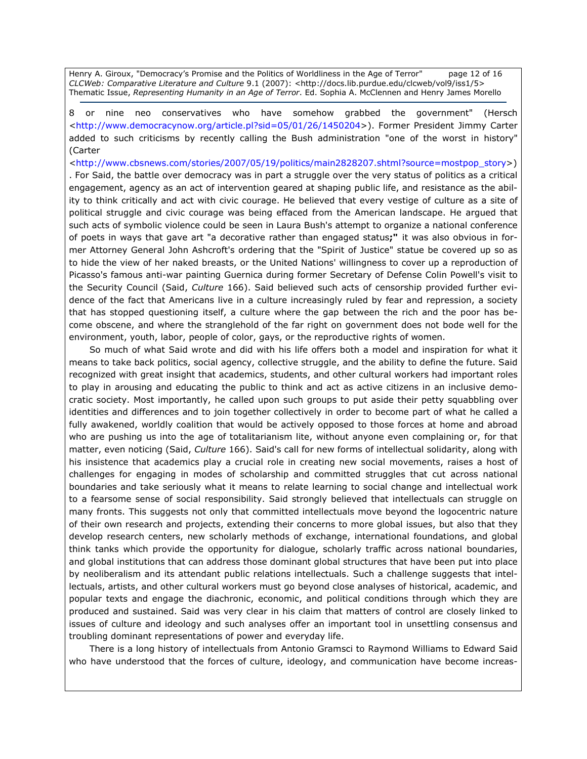8 or nine neo conservatives who have somehow grabbed the government" (Hersch <http://www.democracynow.org/article.pl?sid=05/01/26/1450204>). Former President Jimmy Carter added to such criticisms by recently calling the Bush administration "one of the worst in history" (Carter <http://www.cbsnews.com/stories/2007/05/19/politics/main2828207.shtml?source=mostpop_story>). For Said, the battle over democracy was in part a struggle over the very status of politics as a critical engagement, agency as an act of intervention geared at shaping public life, and resistance as the ability to think critically and act with civic courage. He believed that every vestige of culture as a site of political struggle and civic courage was being effaced from the American landscape. He argued that such acts of symbolic violence could be seen in Laura Bush's attempt to organize a national conference of poets in ways that gave art "a decorative rather than engaged status**;"** it was also obvious in former Attorney General John Ashcroft's ordering that the "Spirit of Justice" statue be covered up so as to hide the view of her naked breasts, or the United Nations' willingness to cover up a reproduction of Picasso's famous anti-war painting Guernica during former Secretary of Defense Colin Powell's visit to the Security Council (Said, *Culture* 166). Said believed such acts of censorship provided further evidence of the fact that Americans live in a culture increasingly ruled by fear and repression, a society that has stopped questioning itself, a culture where the gap between the rich and the poor has become obscene, and where the stranglehold of the far right on government does not bode well for the environment, youth, labor, people of color, gays, or the reproductive rights of women.

So much of what Said wrote and did with his life offers both a model and inspiration for what it means to take back politics, social agency, collective struggle, and the ability to define the future. Said recognized with great insight that academics, students, and other cultural workers had important roles to play in arousing and educating the public to think and act as active citizens in an inclusive democratic society. Most importantly, he called upon such groups to put aside their petty squabbling over identities and differences and to join together collectively in order to become part of what he called a fully awakened, worldly coalition that would be actively opposed to those forces at home and abroad who are pushing us into the age of totalitarianism lite, without anyone even complaining or, for that matter, even noticing (Said, *Culture* 166). Said's call for new forms of intellectual solidarity, along with his insistence that academics play a crucial role in creating new social movements, raises a host of challenges for engaging in modes of scholarship and committed struggles that cut across national boundaries and take seriously what it means to relate learning to social change and intellectual work to a fearsome sense of social responsibility. Said strongly believed that intellectuals can struggle on many fronts. This suggests not only that committed intellectuals move beyond the logocentric nature of their own research and projects, extending their concerns to more global issues, but also that they develop research centers, new scholarly methods of exchange, international foundations, and global think tanks which provide the opportunity for dialogue, scholarly traffic across national boundaries, and global institutions that can address those dominant global structures that have been put into place by neoliberalism and its attendant public relations intellectuals. Such a challenge suggests that intellectuals, artists, and other cultural workers must go beyond close analyses of historical, academic, and popular texts and engage the diachronic, economic, and political conditions through which they are produced and sustained. Said was very clear in his claim that matters of control are closely linked to issues of culture and ideology and such analyses offer an important tool in unsettling consensus and troubling dominant representations of power and everyday life.

There is a long history of intellectuals from Antonio Gramsci to Raymond Williams to Edward Said who have understood that the forces of culture, ideology, and communication have become increas-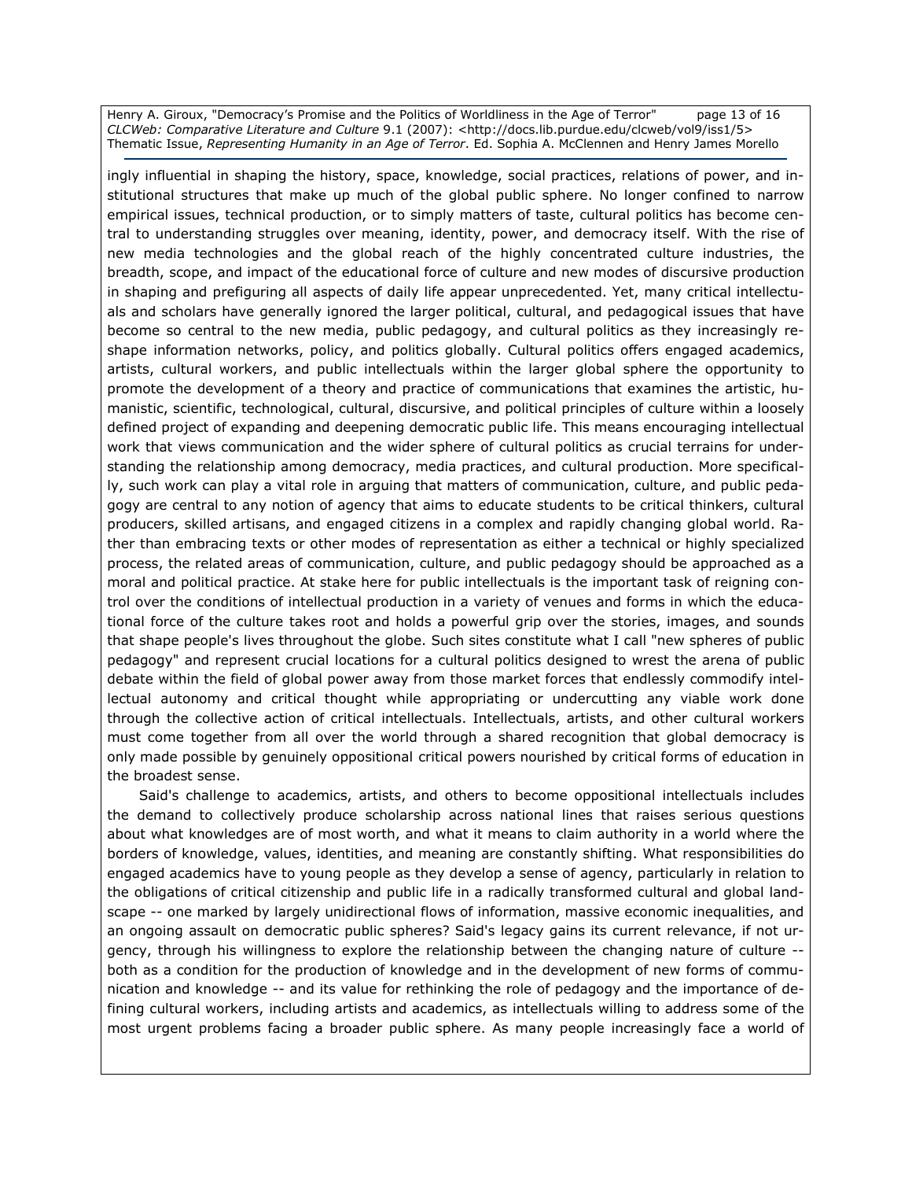ingly influential in shaping the history, space, knowledge, social practices, relations of power, and institutional structures that make up much of the global public sphere. No longer confined to narrow empirical issues, technical production, or to simply matters of taste, cultural politics has become central to understanding struggles over meaning, identity, power, and democracy itself. With the rise of new media technologies and the global reach of the highly concentrated culture industries, the breadth, scope, and impact of the educational force of culture and new modes of discursive production in shaping and prefiguring all aspects of daily life appear unprecedented. Yet, many critical intellectuals and scholars have generally ignored the larger political, cultural, and pedagogical issues that have become so central to the new media, public pedagogy, and cultural politics as they increasingly reshape information networks, policy, and politics globally. Cultural politics offers engaged academics, artists, cultural workers, and public intellectuals within the larger global sphere the opportunity to promote the development of a theory and practice of communications that examines the artistic, humanistic, scientific, technological, cultural, discursive, and political principles of culture within a loosely defined project of expanding and deepening democratic public life. This means encouraging intellectual work that views communication and the wider sphere of cultural politics as crucial terrains for understanding the relationship among democracy, media practices, and cultural production. More specifically, such work can play a vital role in arguing that matters of communication, culture, and public pedagogy are central to any notion of agency that aims to educate students to be critical thinkers, cultural producers, skilled artisans, and engaged citizens in a complex and rapidly changing global world. Rather than embracing texts or other modes of representation as either a technical or highly specialized process, the related areas of communication, culture, and public pedagogy should be approached as a moral and political practice. At stake here for public intellectuals is the important task of reigning control over the conditions of intellectual production in a variety of venues and forms in which the educational force of the culture takes root and holds a powerful grip over the stories, images, and sounds that shape people's lives throughout the globe. Such sites constitute what I call "new spheres of public pedagogy" and represent crucial locations for a cultural politics designed to wrest the arena of public debate within the field of global power away from those market forces that endlessly commodify intellectual autonomy and critical thought while appropriating or undercutting any viable work done through the collective action of critical intellectuals. Intellectuals, artists, and other cultural workers must come together from all over the world through a shared recognition that global democracy is only made possible by genuinely oppositional critical powers nourished by critical forms of education in the broadest sense.

Said's challenge to academics, artists, and others to become oppositional intellectuals includes the demand to collectively produce scholarship across national lines that raises serious questions about what knowledges are of most worth, and what it means to claim authority in a world where the borders of knowledge, values, identities, and meaning are constantly shifting. What responsibilities do engaged academics have to young people as they develop a sense of agency, particularly in relation to the obligations of critical citizenship and public life in a radically transformed cultural and global landscape -- one marked by largely unidirectional flows of information, massive economic inequalities, and an ongoing assault on democratic public spheres? Said's legacy gains its current relevance, if not urgency, through his willingness to explore the relationship between the changing nature of culture -- both as a condition for the production of knowledge and in the development of new forms of communication and knowledge -- and its value for rethinking the role of pedagogy and the importance of defining cultural workers, including artists and academics, as intellectuals willing to address some of the most urgent problems facing a broader public sphere. As many people increasingly face a world of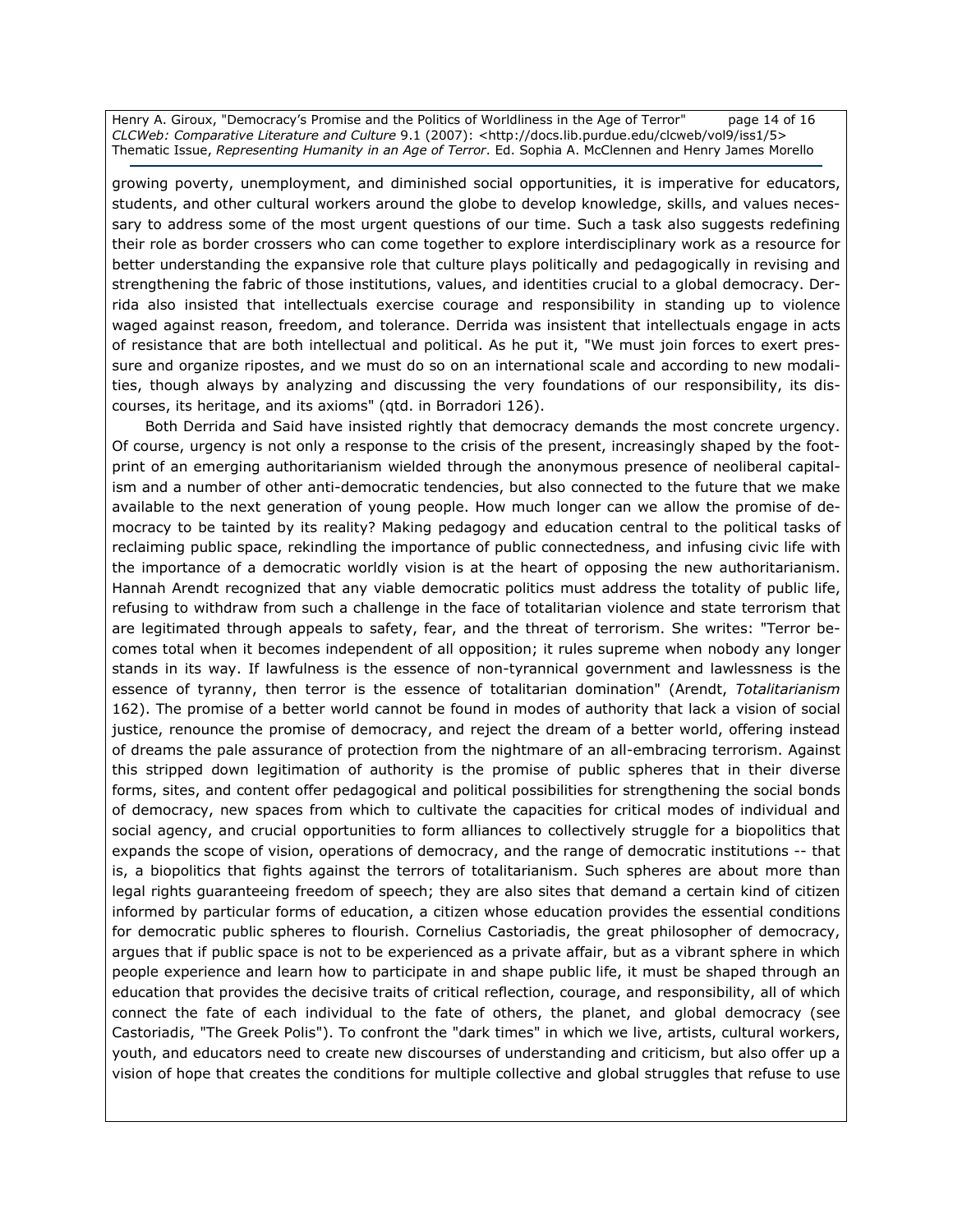growing poverty, unemployment, and diminished social opportunities, it is imperative for educators, students, and other cultural workers around the globe to develop knowledge, skills, and values necessary to address some of the most urgent questions of our time. Such a task also suggests redefining their role as border crossers who can come together to explore interdisciplinary work as a resource for better understanding the expansive role that culture plays politically and pedagogically in revising and strengthening the fabric of those institutions, values, and identities crucial to a global democracy. Derrida also insisted that intellectuals exercise courage and responsibility in standing up to violence waged against reason, freedom, and tolerance. Derrida was insistent that intellectuals engage in acts of resistance that are both intellectual and political. As he put it, "We must join forces to exert pressure and organize ripostes, and we must do so on an international scale and according to new modalities, though always by analyzing and discussing the very foundations of our responsibility, its discourses, its heritage, and its axioms" (qtd. in Borradori 126).

Both Derrida and Said have insisted rightly that democracy demands the most concrete urgency. Of course, urgency is not only a response to the crisis of the present, increasingly shaped by the footprint of an emerging authoritarianism wielded through the anonymous presence of neoliberal capitalism and a number of other anti-democratic tendencies, but also connected to the future that we make available to the next generation of young people. How much longer can we allow the promise of democracy to be tainted by its reality? Making pedagogy and education central to the political tasks of reclaiming public space, rekindling the importance of public connectedness, and infusing civic life with the importance of a democratic worldly vision is at the heart of opposing the new authoritarianism. Hannah Arendt recognized that any viable democratic politics must address the totality of public life, refusing to withdraw from such a challenge in the face of totalitarian violence and state terrorism that are legitimated through appeals to safety, fear, and the threat of terrorism. She writes: "Terror becomes total when it becomes independent of all opposition; it rules supreme when nobody any longer stands in its way. If lawfulness is the essence of non-tyrannical government and lawlessness is the essence of tyranny, then terror is the essence of totalitarian domination" (Arendt, *Totalitarianism* 162). The promise of a better world cannot be found in modes of authority that lack a vision of social justice, renounce the promise of democracy, and reject the dream of a better world, offering instead of dreams the pale assurance of protection from the nightmare of an all-embracing terrorism. Against this stripped down legitimation of authority is the promise of public spheres that in their diverse forms, sites, and content offer pedagogical and political possibilities for strengthening the social bonds of democracy, new spaces from which to cultivate the capacities for critical modes of individual and social agency, and crucial opportunities to form alliances to collectively struggle for a biopolitics that expands the scope of vision, operations of democracy, and the range of democratic institutions -- that is, a biopolitics that fights against the terrors of totalitarianism. Such spheres are about more than legal rights guaranteeing freedom of speech; they are also sites that demand a certain kind of citizen informed by particular forms of education, a citizen whose education provides the essential conditions for democratic public spheres to flourish. Cornelius Castoriadis, the great philosopher of democracy, argues that if public space is not to be experienced as a private affair, but as a vibrant sphere in which people experience and learn how to participate in and shape public life, it must be shaped through an education that provides the decisive traits of critical reflection, courage, and responsibility, all of which connect the fate of each individual to the fate of others, the planet, and global democracy (see Castoriadis, "The Greek Polis"). To confront the "dark times" in which we live, artists, cultural workers, youth, and educators need to create new discourses of understanding and criticism, but also offer up a vision of hope that creates the conditions for multiple collective and global struggles that refuse to use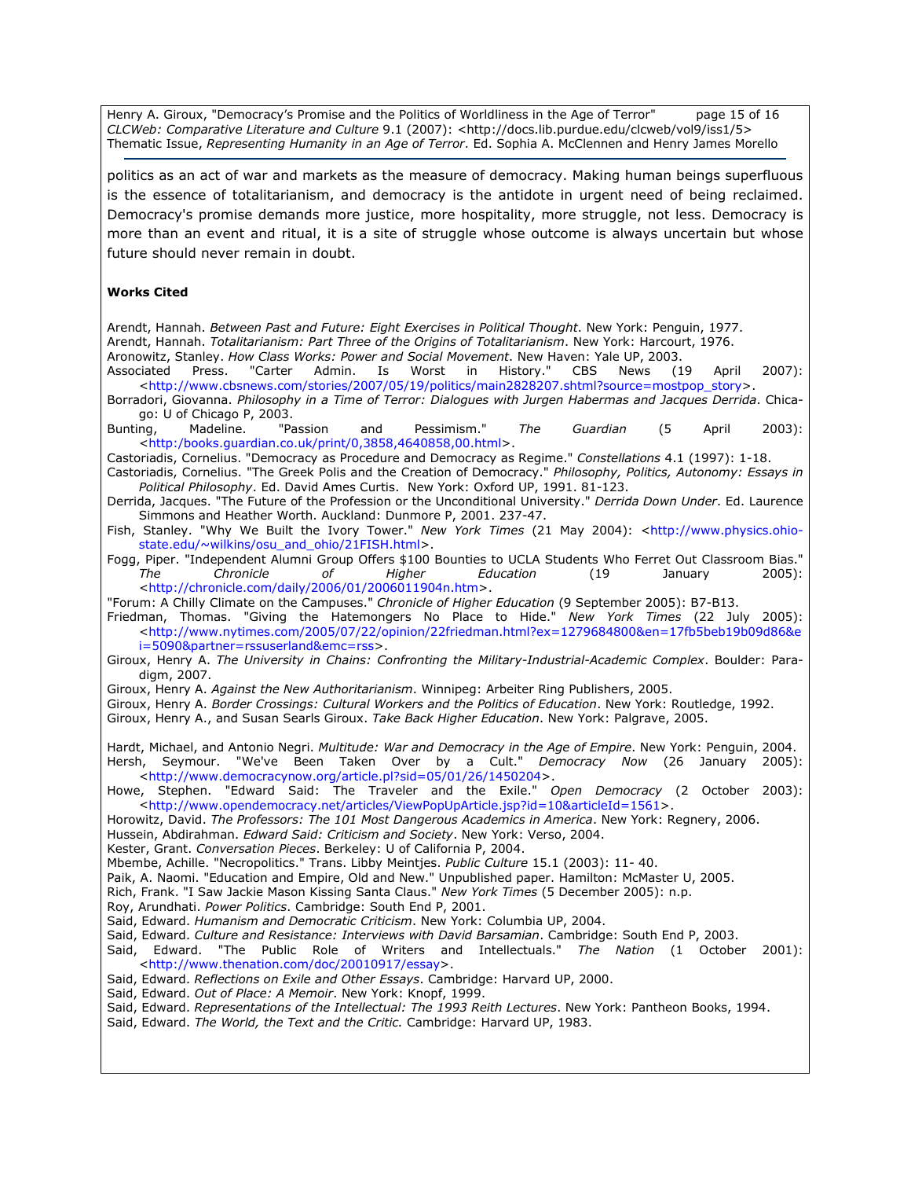politics as an act of war and markets as the measure of democracy. Making human beings superfluous is the essence of totalitarianism, and democracy is the antidote in urgent need of being reclaimed. Democracy's promise demands more justice, more hospitality, more struggle, not less. Democracy is more than an event and ritual, it is a site of struggle whose outcome is always uncertain but whose future should never remain in doubt.

**Works Cited**

Arendt, Hannah. *Between Past and Future: Eight Exercises in Political Thought*. New York: Penguin, 1977.

Arendt, Hannah. *Totalitarianism: Part Three of the Origins of Totalitarianism*. New York: Harcourt, 1976.

Aronowitz, Stanley. *How Class Works: Power and Social Movement*. New Haven: Yale UP, 2003.

Associated Press. "Carter Admin. Is Worst in History." CBS News (19 April 2007): <http://www.cbsnews.com/stories/2007/05/19/politics/main2828207.shtml?source=mostpop_story>.

Borradori, Giovanna. *Philosophy in a Time of Terror: Dialogues with Jurgen Habermas and Jacques Derrida*. Chicago: U of Chicago P, 2003.

Bunting, Madeline. "Passion and Pessimism." *The Guardian* (5 April 2003): <http:/books.guardian.co.uk/print/0,3858,4640858,00.html>.

Castoriadis, Cornelius. "Democracy as Procedure and Democracy as Regime." *Constellations* 4.1 (1997): 1-18.

Castoriadis, Cornelius. "The Greek Polis and the Creation of Democracy." *Philosophy, Politics, Autonomy: Essays in Political Philosophy*. Ed. David Ames Curtis. New York: Oxford UP, 1991. 81-123.

Derrida, Jacques. "The Future of the Profession or the Unconditional University." *Derrida Down Under*. Ed. Laurence Simmons and Heather Worth. Auckland: Dunmore P, 2001. 237-47.

Fish, Stanley. "Why We Built the Ivory Tower." *New York Times* (21 May 2004): <http://www.physics.ohio-state.edu/~wilkins/osu_and_ohio/21FISH.html>.

Fogg, Piper. "Independent Alumni Group Offers $100 Bounties to UCLA Students Who Ferret Out Classroom Bias." *The Chronicle of Higher Education* (19 January 2005): <http://chronicle.com/daily/2006/01/2006011904n.htm>.

"Forum: A Chilly Climate on the Campuses." *Chronicle of Higher Education* (9 September 2005): B7-B13.

Friedman, Thomas. "Giving the Hatemongers No Place to Hide." *New York Times* (22 July 2005): <http://www.nytimes.com/2005/07/22/opinion/22friedman.html?ex=1279684800&en=17fb5beb19b09d86&ei=5090&partner=rssuserland&emc=rss>.

Giroux, Henry A. *The University in Chains: Confronting the Military-Industrial-Academic Complex*. Boulder: Paradigm, 2007.

Giroux, Henry A. *Against the New Authoritarianism*. Winnipeg: Arbeiter Ring Publishers, 2005.

Giroux, Henry A. *Border Crossings: Cultural Workers and the Politics of Education*. New York: Routledge, 1992.

Giroux, Henry A., and Susan Searls Giroux. *Take Back Higher Education*. New York: Palgrave, 2005.

Hardt, Michael, and Antonio Negri. *Multitude: War and Democracy in the Age of Empire*. New York: Penguin, 2004.

Hersh, Seymour. "We've Been Taken Over by a Cult." *Democracy Now* (26 January 2005): <http://www.democracynow.org/article.pl?sid=05/01/26/1450204>.

Howe, Stephen. "Edward Said: The Traveler and the Exile." *Open Democracy* (2 October 2003): <http://www.opendemocracy.net/articles/ViewPopUpArticle.jsp?id=10&articleId=1561>.

Horowitz, David. *The Professors: The 101 Most Dangerous Academics in America*. New York: Regnery, 2006.

Hussein, Abdirahman. *Edward Said: Criticism and Society*. New York: Verso, 2004.

Kester, Grant. *Conversation Pieces*. Berkeley: U of California P, 2004.

Mbembe, Achille. "Necropolitics." Trans. Libby Meintjes. *Public Culture* 15.1 (2003): 11- 40.

Paik, A. Naomi. "Education and Empire, Old and New." Unpublished paper. Hamilton: McMaster U, 2005.

Rich, Frank. "I Saw Jackie Mason Kissing Santa Claus." *New York Times* (5 December 2005): n.p.

Roy, Arundhati. *Power Politics*. Cambridge: South End P, 2001.

Said, Edward. *Humanism and Democratic Criticism*. New York: Columbia UP, 2004.

Said, Edward. *Culture and Resistance: Interviews with David Barsamian*. Cambridge: South End P, 2003.

Said, Edward. "The Public Role of Writers and Intellectuals." *The Nation* (1 October 2001): <http://www.thenation.com/doc/20010917/essay>.

Said, Edward. *Reflections on Exile and Other Essays*. Cambridge: Harvard UP, 2000.

Said, Edward. *Out of Place: A Memoir*. New York: Knopf, 1999.

Said, Edward. *Representations of the Intellectual: The 1993 Reith Lectures*. New York: Pantheon Books, 1994.

Said, Edward. *The World, the Text and the Critic.* Cambridge: Harvard UP, 1983.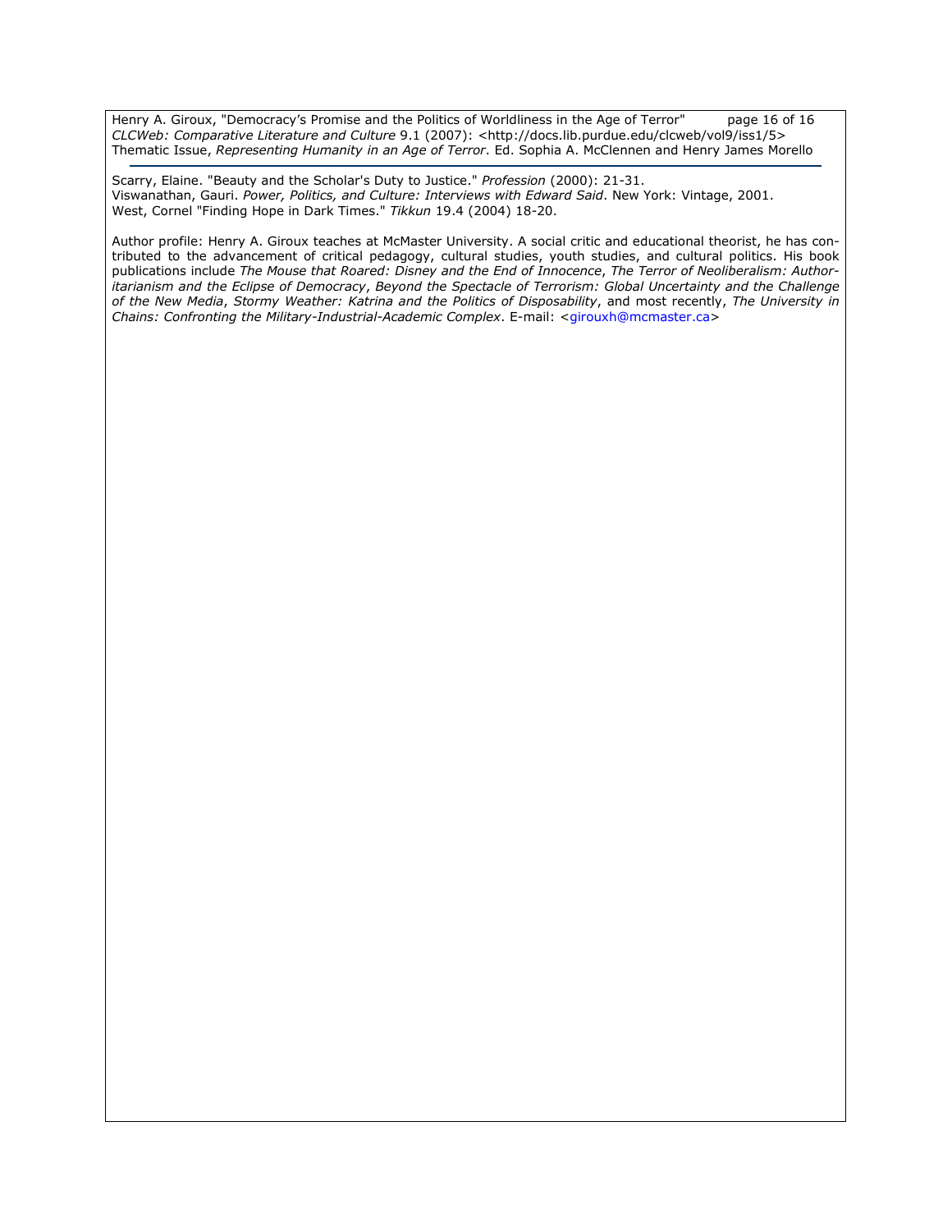Scarry, Elaine. "Beauty and the Scholar's Duty to Justice." *Profession* (2000): 21-31.
Viswanathan, Gauri. *Power, Politics, and Culture: Interviews with Edward Said*. New York: Vintage, 2001.
West, Cornel "Finding Hope in Dark Times." *Tikkun* 19.4 (2004) 18-20.

Author profile: Henry A. Giroux teaches at McMaster University. A social critic and educational theorist, he has contributed to the advancement of critical pedagogy, cultural studies, youth studies, and cultural politics. His book publications include *The Mouse that Roared: Disney and the End of Innocence*, *The Terror of Neoliberalism: Authoritarianism and the Eclipse of Democracy*, *Beyond the Spectacle of Terrorism: Global Uncertainty and the Challenge of the New Media*, *Stormy Weather: Katrina and the Politics of Disposability*, and most recently, *The University in Chains: Confronting the Military-Industrial-Academic Complex*. E-mail: <girouxh@mcmaster.ca>